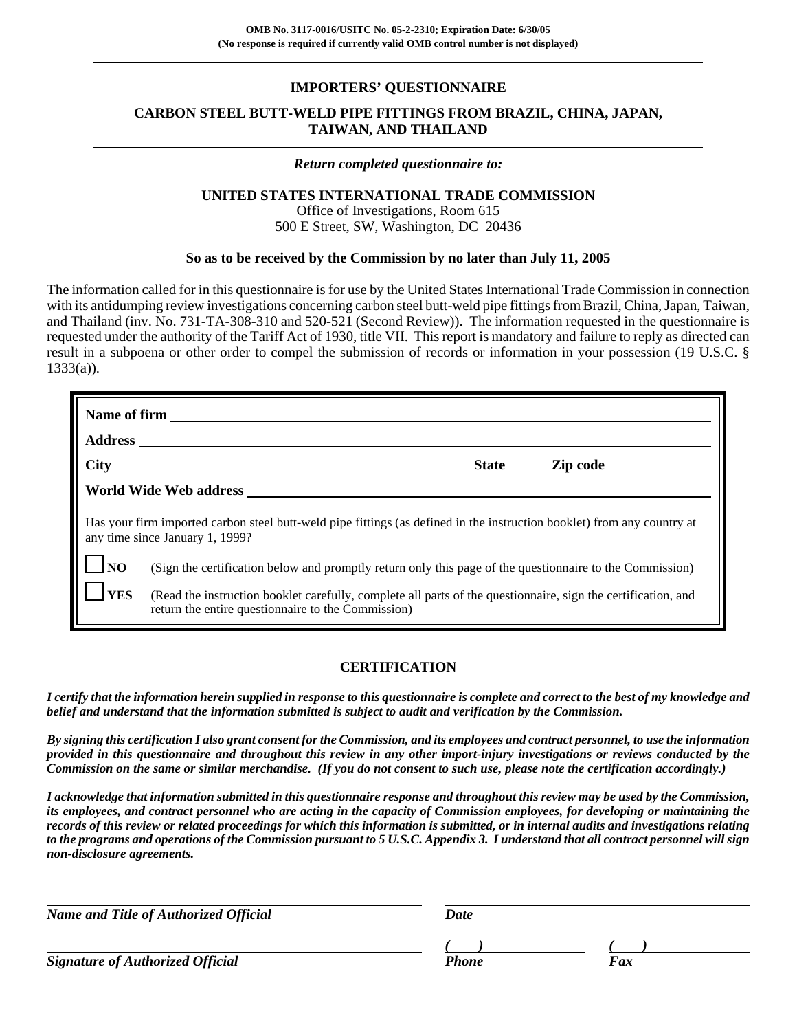OMB No. 3117-0016/USITC No. 05-2-2310; Expiration Date: 6/30/05
(No response is required if currently valid OMB control number is not displayed)

# IMPORTERS' QUESTIONNAIRE

## CARBON STEEL BUTT-WELD PIPE FITTINGS FROM BRAZIL, CHINA, JAPAN, TAIWAN, AND THAILAND

***Return completed questionnaire to:***

**UNITED STATES INTERNATIONAL TRADE COMMISSION**
Office of Investigations, Room 615
500 E Street, SW, Washington, DC 20436

**So as to be received by the Commission by no later than July 11, 2005**

The information called for in this questionnaire is for use by the United States International Trade Commission in connection with its antidumping review investigations concerning carbon steel butt-weld pipe fittings from Brazil, China, Japan, Taiwan, and Thailand (inv. No. 731-TA-308-310 and 520-521 (Second Review)). The information requested in the questionnaire is requested under the authority of the Tariff Act of 1930, title VII. This report is mandatory and failure to reply as directed can result in a subpoena or other order to compel the submission of records or information in your possession (19 U.S.C. § 1333(a)).

**Name of firm** ______________________________

**Address** ______________________________

**City** ______________________ **State** _____ **Zip code** ___________

**World Wide Web address** ______________________________

Has your firm imported carbon steel butt-weld pipe fittings (as defined in the instruction booklet) from any country at any time since January 1, 1999?

☐ **NO** (Sign the certification below and promptly return only this page of the questionnaire to the Commission)

☐ **YES** (Read the instruction booklet carefully, complete all parts of the questionnaire, sign the certification, and return the entire questionnaire to the Commission)

## CERTIFICATION

***I certify that the information herein supplied in response to this questionnaire is complete and correct to the best of my knowledge and belief and understand that the information submitted is subject to audit and verification by the Commission.***

***By signing this certification I also grant consent for the Commission, and its employees and contract personnel, to use the information provided in this questionnaire and throughout this review in any other import-injury investigations or reviews conducted by the Commission on the same or similar merchandise. (If you do not consent to such use, please note the certification accordingly.)***

***I acknowledge that information submitted in this questionnaire response and throughout this review may be used by the Commission, its employees, and contract personnel who are acting in the capacity of Commission employees, for developing or maintaining the records of this review or related proceedings for which this information is submitted, or in internal audits and investigations relating to the programs and operations of the Commission pursuant to 5 U.S.C. Appendix 3. I understand that all contract personnel will sign non-disclosure agreements.***

______________________________ ______________________________
***Name and Title of Authorized Official*** ***Date***

______________________________ ***(   )*** ______________ ***(   )*** ______________
***Signature of Authorized Official*** ***Phone*** ***Fax***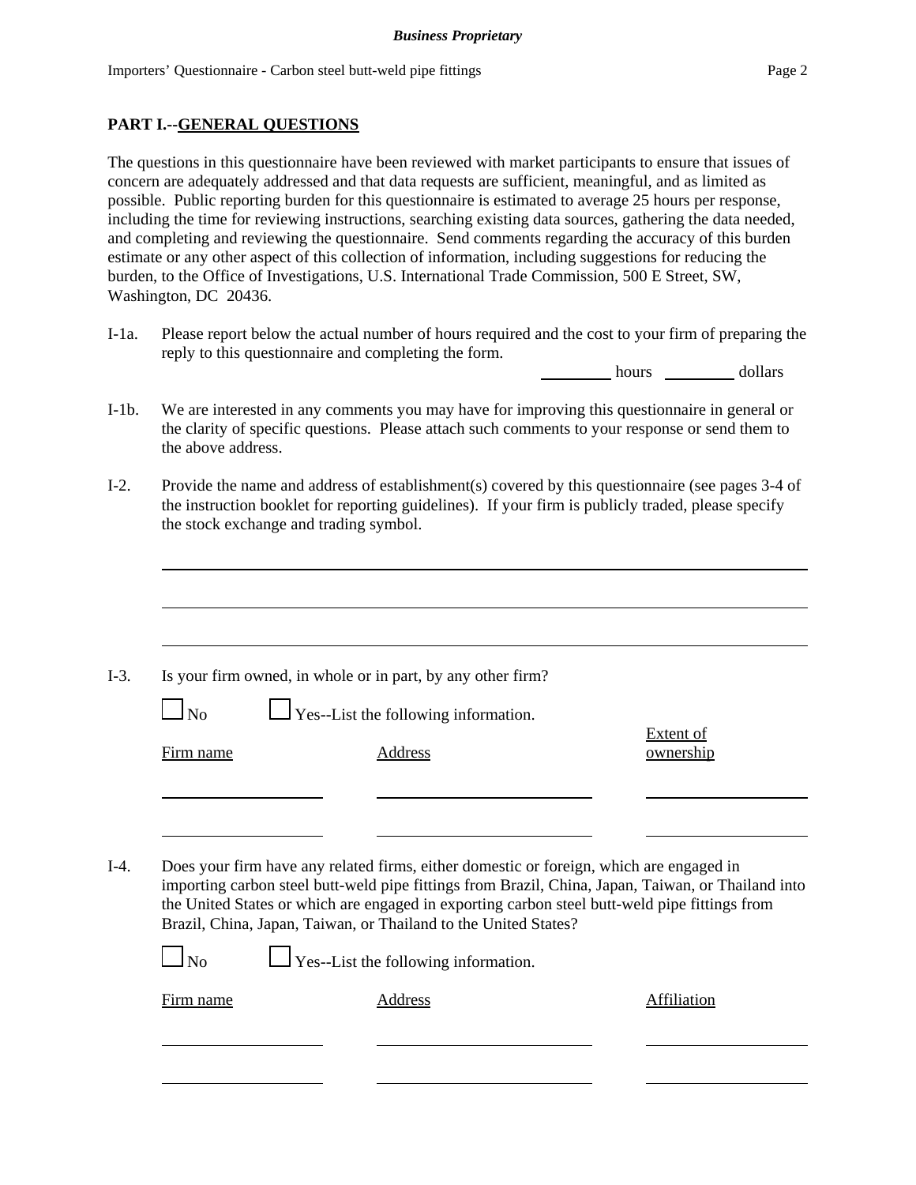## PART I.--GENERAL QUESTIONS

The questions in this questionnaire have been reviewed with market participants to ensure that issues of concern are adequately addressed and that data requests are sufficient, meaningful, and as limited as possible. Public reporting burden for this questionnaire is estimated to average 25 hours per response, including the time for reviewing instructions, searching existing data sources, gathering the data needed, and completing and reviewing the questionnaire. Send comments regarding the accuracy of this burden estimate or any other aspect of this collection of information, including suggestions for reducing the burden, to the Office of Investigations, U.S. International Trade Commission, 500 E Street, SW, Washington, DC 20436.

I-1a. Please report below the actual number of hours required and the cost to your firm of preparing the reply to this questionnaire and completing the form.

_________ hours _________ dollars

I-1b. We are interested in any comments you may have for improving this questionnaire in general or the clarity of specific questions. Please attach such comments to your response or send them to the above address.

I-2. Provide the name and address of establishment(s) covered by this questionnaire (see pages 3-4 of the instruction booklet for reporting guidelines). If your firm is publicly traded, please specify the stock exchange and trading symbol.

_______________________________________________

_______________________________________________

_______________________________________________

I-3. Is your firm owned, in whole or in part, by any other firm?

☐ No ☐ Yes--List the following information.

| Firm name | Address | Extent of ownership |
|---|---|---|
| | | |
| | | |

I-4. Does your firm have any related firms, either domestic or foreign, which are engaged in importing carbon steel butt-weld pipe fittings from Brazil, China, Japan, Taiwan, or Thailand into the United States or which are engaged in exporting carbon steel butt-weld pipe fittings from Brazil, China, Japan, Taiwan, or Thailand to the United States?

☐ No ☐ Yes--List the following information.

| Firm name | Address | Affiliation |
|---|---|---|
| | | |
| | | |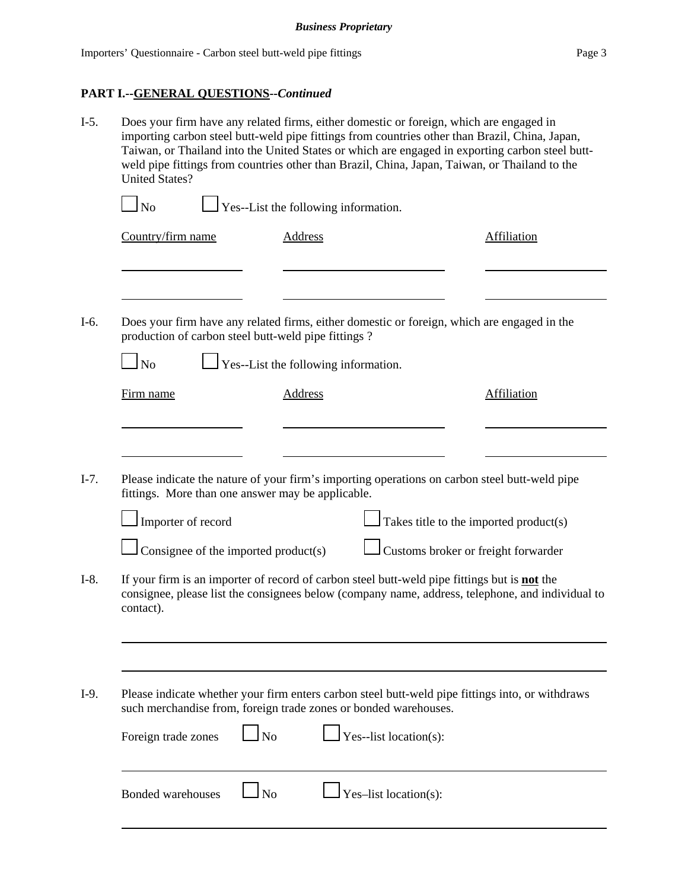## PART I.--GENERAL QUESTIONS--*Continued*

I-5. Does your firm have any related firms, either domestic or foreign, which are engaged in importing carbon steel butt-weld pipe fittings from countries other than Brazil, China, Japan, Taiwan, or Thailand into the United States or which are engaged in exporting carbon steel butt-weld pipe fittings from countries other than Brazil, China, Japan, Taiwan, or Thailand to the United States?

☐ No ☐ Yes--List the following information.

| Country/firm name | Address | Affiliation |
|---|---|---|
| | | |
| | | |

I-6. Does your firm have any related firms, either domestic or foreign, which are engaged in the production of carbon steel butt-weld pipe fittings ?

☐ No ☐ Yes--List the following information.

| Firm name | Address | Affiliation |
|---|---|---|
| | | |
| | | |

I-7. Please indicate the nature of your firm's importing operations on carbon steel butt-weld pipe fittings. More than one answer may be applicable.

☐ Importer of record ☐ Takes title to the imported product(s)

☐ Consignee of the imported product(s) ☐ Customs broker or freight forwarder

I-8. If your firm is an importer of record of carbon steel butt-weld pipe fittings but is **not** the consignee, please list the consignees below (company name, address, telephone, and individual to contact).

I-9. Please indicate whether your firm enters carbon steel butt-weld pipe fittings into, or withdraws such merchandise from, foreign trade zones or bonded warehouses.

Foreign trade zones ☐ No ☐ Yes--list location(s):

Bonded warehouses ☐ No ☐ Yes–list location(s):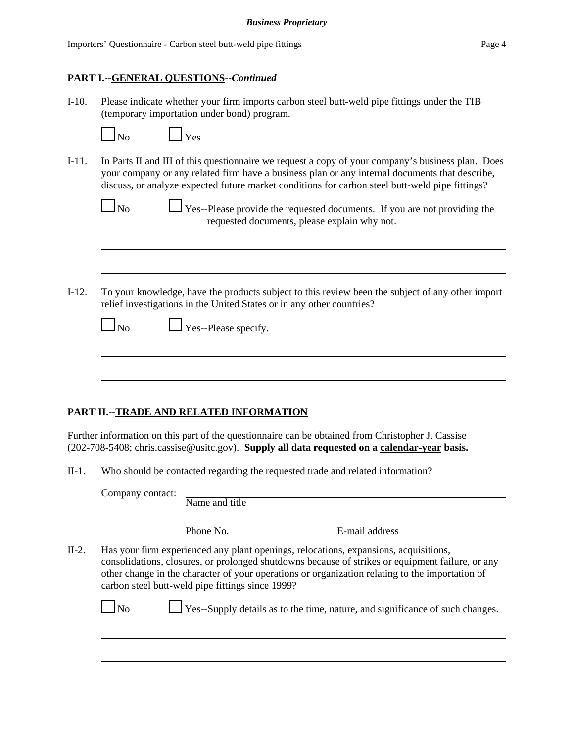## PART I.--GENERAL QUESTIONS--*Continued*

I-10. Please indicate whether your firm imports carbon steel butt-weld pipe fittings under the TIB (temporary importation under bond) program.

☐ No ☐ Yes

I-11. In Parts II and III of this questionnaire we request a copy of your company's business plan. Does your company or any related firm have a business plan or any internal documents that describe, discuss, or analyze expected future market conditions for carbon steel butt-weld pipe fittings?

☐ No ☐ Yes--Please provide the requested documents. If you are not providing the requested documents, please explain why not.

______________________________________________________________________________

______________________________________________________________________________

I-12. To your knowledge, have the products subject to this review been the subject of any other import relief investigations in the United States or in any other countries?

☐ No ☐ Yes--Please specify.

______________________________________________________________________________

______________________________________________________________________________

## PART II.--TRADE AND RELATED INFORMATION

Further information on this part of the questionnaire can be obtained from Christopher J. Cassise (202-708-5408; chris.cassise@usitc.gov). **Supply all data requested on a calendar-year basis.**

II-1. Who should be contacted regarding the requested trade and related information?

Company contact: ______________________________________________
Name and title

______________________ ______________________
Phone No. E-mail address

II-2. Has your firm experienced any plant openings, relocations, expansions, acquisitions, consolidations, closures, or prolonged shutdowns because of strikes or equipment failure, or any other change in the character of your operations or organization relating to the importation of carbon steel butt-weld pipe fittings since 1999?

☐ No ☐ Yes--Supply details as to the time, nature, and significance of such changes.

______________________________________________________________________________

______________________________________________________________________________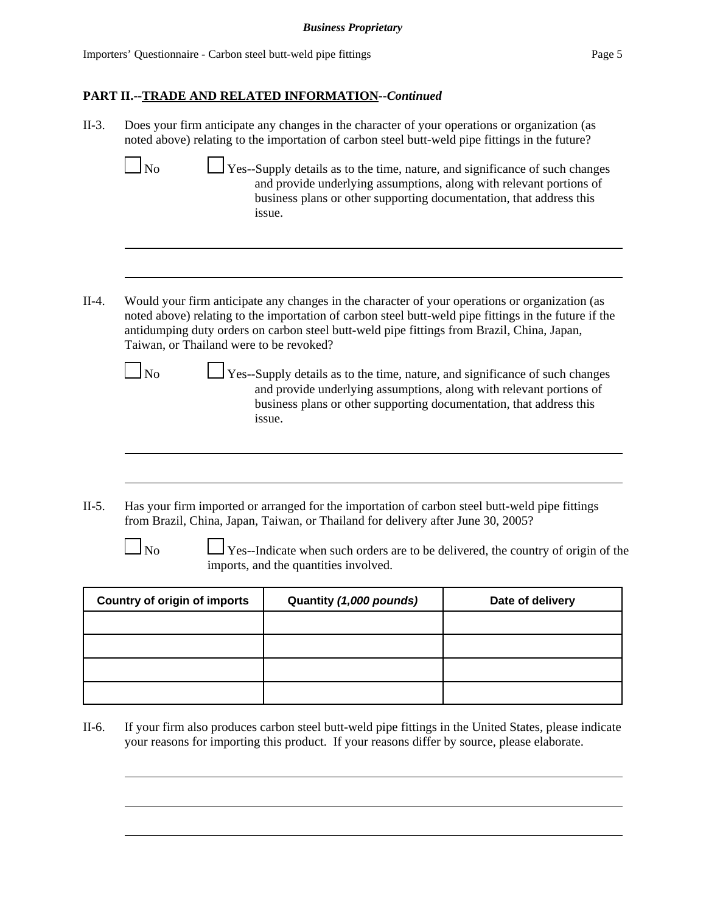**PART II.--TRADE AND RELATED INFORMATION--*Continued***

II-3. Does your firm anticipate any changes in the character of your operations or organization (as noted above) relating to the importation of carbon steel butt-weld pipe fittings in the future?

☐ No ☐ Yes--Supply details as to the time, nature, and significance of such changes and provide underlying assumptions, along with relevant portions of business plans or other supporting documentation, that address this issue.

II-4. Would your firm anticipate any changes in the character of your operations or organization (as noted above) relating to the importation of carbon steel butt-weld pipe fittings in the future if the antidumping duty orders on carbon steel butt-weld pipe fittings from Brazil, China, Japan, Taiwan, or Thailand were to be revoked?

☐ No ☐ Yes--Supply details as to the time, nature, and significance of such changes and provide underlying assumptions, along with relevant portions of business plans or other supporting documentation, that address this issue.

II-5. Has your firm imported or arranged for the importation of carbon steel butt-weld pipe fittings from Brazil, China, Japan, Taiwan, or Thailand for delivery after June 30, 2005?

☐ No ☐ Yes--Indicate when such orders are to be delivered, the country of origin of the imports, and the quantities involved.

| Country of origin of imports | Quantity *(1,000 pounds)* | Date of delivery |
|---|---|---|
| | | |
| | | |
| | | |
| | | |

II-6. If your firm also produces carbon steel butt-weld pipe fittings in the United States, please indicate your reasons for importing this product. If your reasons differ by source, please elaborate.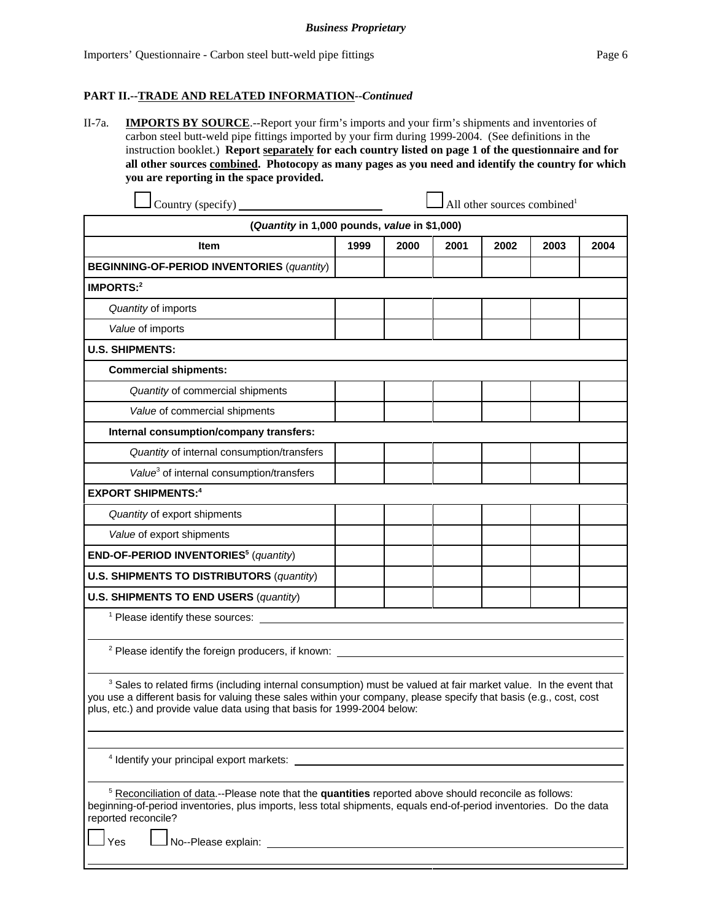**Business Proprietary**

## PART II.--TRADE AND RELATED INFORMATION--*Continued*

II-7a. **IMPORTS BY SOURCE**.--Report your firm's imports and your firm's shipments and inventories of carbon steel butt-weld pipe fittings imported by your firm during 1999-2004. (See definitions in the instruction booklet.) **Report separately for each country listed on page 1 of the questionnaire and for all other sources combined. Photocopy as many pages as you need and identify the country for which you are reporting in the space provided.**

☐ Country (specify) ________________ ☐ All other sources combined[1]

| (*Quantity* in 1,000 pounds, *value* in $1,000) | | | | | | |
|---|---|---|---|---|---|---|
| **Item** | **1999** | **2000** | **2001** | **2002** | **2003** | **2004** |
| **BEGINNING-OF-PERIOD INVENTORIES** (*quantity*) | | | | | | |
| **IMPORTS:**[2] | | | | | | |
| *Quantity* of imports | | | | | | |
| *Value* of imports | | | | | | |
| **U.S. SHIPMENTS:** | | | | | | |
| **Commercial shipments:** | | | | | | |
| *Quantity* of commercial shipments | | | | | | |
| *Value* of commercial shipments | | | | | | |
| **Internal consumption/company transfers:** | | | | | | |
| *Quantity* of internal consumption/transfers | | | | | | |
| *Value*[3] of internal consumption/transfers | | | | | | |
| **EXPORT SHIPMENTS:**[4] | | | | | | |
| *Quantity* of export shipments | | | | | | |
| *Value* of export shipments | | | | | | |
| **END-OF-PERIOD INVENTORIES**[5] (*quantity*) | | | | | | |
| **U.S. SHIPMENTS TO DISTRIBUTORS** (*quantity*) | | | | | | |
| **U.S. SHIPMENTS TO END USERS** (*quantity*) | | | | | | |

[1] Please identify these sources: ________________

[2] Please identify the foreign producers, if known: ________________

[3] Sales to related firms (including internal consumption) must be valued at fair market value. In the event that you use a different basis for valuing these sales within your company, please specify that basis (e.g., cost, cost plus, etc.) and provide value data using that basis for 1999-2004 below:

________________

[4] Identify your principal export markets: ________________

[5] Reconciliation of data.--Please note that the **quantities** reported above should reconcile as follows: beginning-of-period inventories, plus imports, less total shipments, equals end-of-period inventories. Do the data reported reconcile?

☐ Yes ☐ No--Please explain: ________________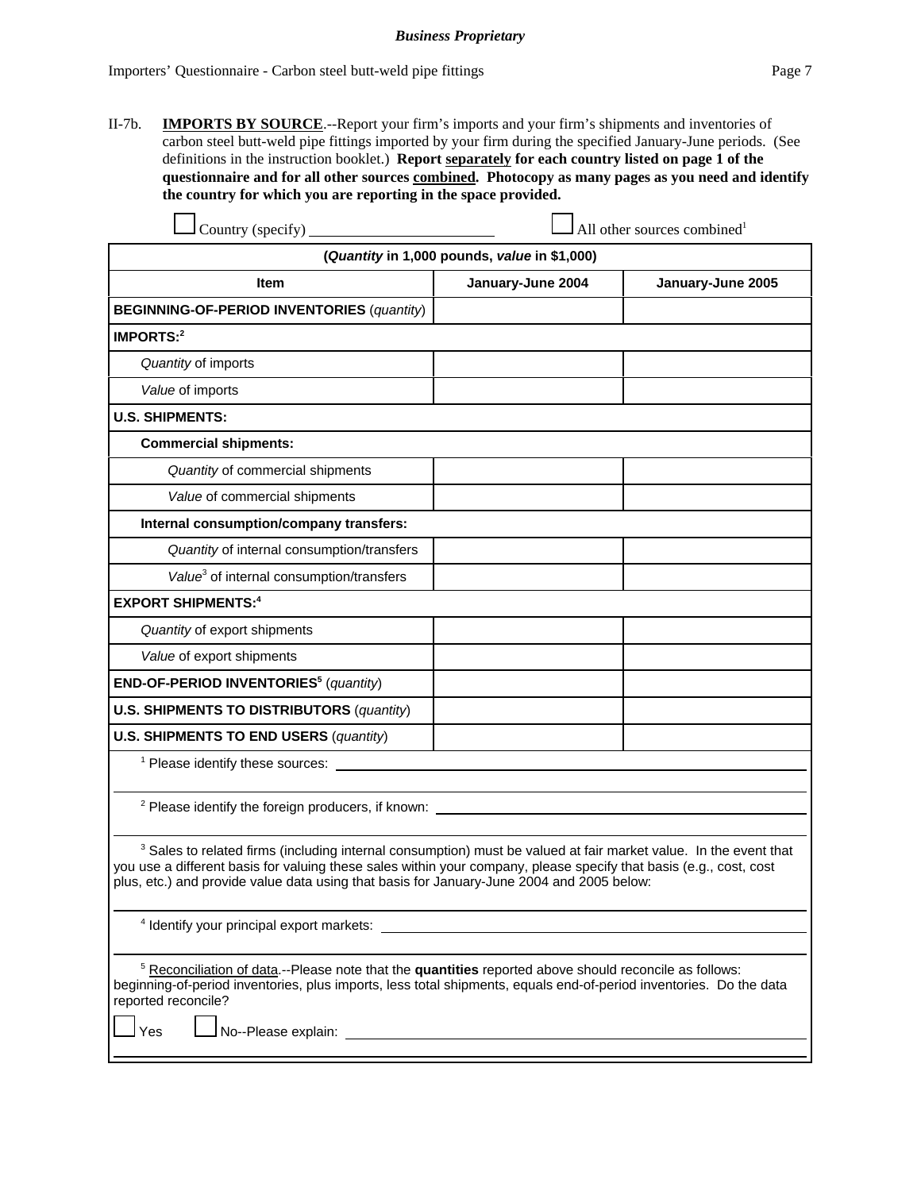II-7b. **IMPORTS BY SOURCE**.--Report your firm's imports and your firm's shipments and inventories of carbon steel butt-weld pipe fittings imported by your firm during the specified January-June periods. (See definitions in the instruction booklet.) **Report separately for each country listed on page 1 of the questionnaire and for all other sources combined. Photocopy as many pages as you need and identify the country for which you are reporting in the space provided.**

☐ Country (specify) ________________ ☐ All other sources combined[1]

| (*Quantity* in 1,000 pounds, *value* in $1,000) | | |
|---|---|---|
| **Item** | **January-June 2004** | **January-June 2005** |
| **BEGINNING-OF-PERIOD INVENTORIES** (*quantity*) | | |
| **IMPORTS:**[2] | | |
| *Quantity* of imports | | |
| *Value* of imports | | |
| **U.S. SHIPMENTS:** | | |
| **Commercial shipments:** | | |
| *Quantity* of commercial shipments | | |
| *Value* of commercial shipments | | |
| **Internal consumption/company transfers:** | | |
| *Quantity* of internal consumption/transfers | | |
| *Value*[3] of internal consumption/transfers | | |
| **EXPORT SHIPMENTS:**[4] | | |
| *Quantity* of export shipments | | |
| *Value* of export shipments | | |
| **END-OF-PERIOD INVENTORIES**[5] (*quantity*) | | |
| **U.S. SHIPMENTS TO DISTRIBUTORS** (*quantity*) | | |
| **U.S. SHIPMENTS TO END USERS** (*quantity*) | | |

[1] Please identify these sources: ________________

[2] Please identify the foreign producers, if known: ________________

[3] Sales to related firms (including internal consumption) must be valued at fair market value. In the event that you use a different basis for valuing these sales within your company, please specify that basis (e.g., cost, cost plus, etc.) and provide value data using that basis for January-June 2004 and 2005 below:

________________

[4] Identify your principal export markets: ________________

[5] Reconciliation of data.--Please note that the **quantities** reported above should reconcile as follows: beginning-of-period inventories, plus imports, less total shipments, equals end-of-period inventories. Do the data reported reconcile?

☐ Yes ☐ No--Please explain: ________________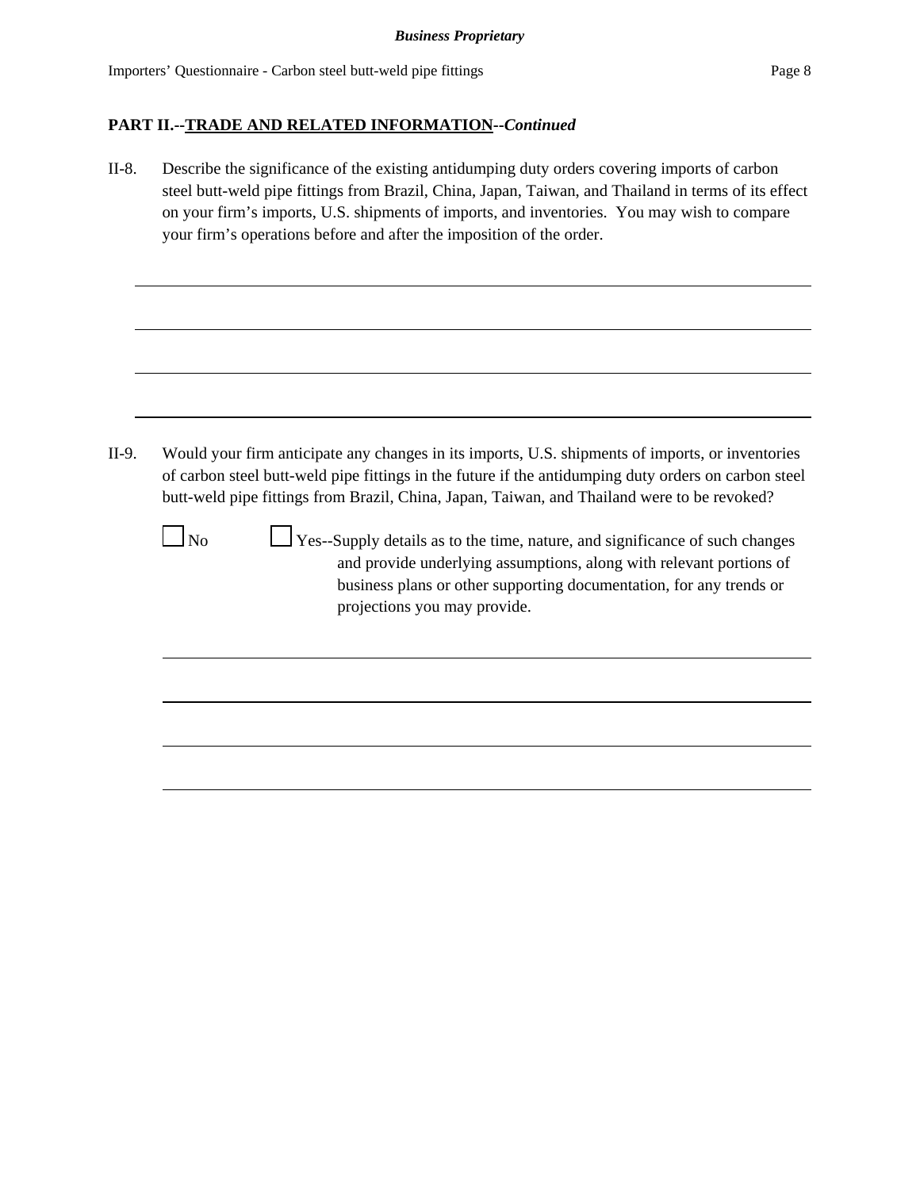**PART II.--TRADE AND RELATED INFORMATION--*Continued***

II-8. Describe the significance of the existing antidumping duty orders covering imports of carbon steel butt-weld pipe fittings from Brazil, China, Japan, Taiwan, and Thailand in terms of its effect on your firm's imports, U.S. shipments of imports, and inventories. You may wish to compare your firm's operations before and after the imposition of the order.

\_\_\_\_\_\_\_\_\_\_\_\_\_\_\_\_\_\_\_\_\_\_\_\_\_\_\_\_\_\_\_\_\_\_\_\_\_\_\_\_\_\_\_\_\_\_\_\_\_\_\_\_\_\_\_\_\_\_\_\_\_\_\_\_\_\_\_\_\_\_\_\_

\_\_\_\_\_\_\_\_\_\_\_\_\_\_\_\_\_\_\_\_\_\_\_\_\_\_\_\_\_\_\_\_\_\_\_\_\_\_\_\_\_\_\_\_\_\_\_\_\_\_\_\_\_\_\_\_\_\_\_\_\_\_\_\_\_\_\_\_\_\_\_\_

\_\_\_\_\_\_\_\_\_\_\_\_\_\_\_\_\_\_\_\_\_\_\_\_\_\_\_\_\_\_\_\_\_\_\_\_\_\_\_\_\_\_\_\_\_\_\_\_\_\_\_\_\_\_\_\_\_\_\_\_\_\_\_\_\_\_\_\_\_\_\_\_

\_\_\_\_\_\_\_\_\_\_\_\_\_\_\_\_\_\_\_\_\_\_\_\_\_\_\_\_\_\_\_\_\_\_\_\_\_\_\_\_\_\_\_\_\_\_\_\_\_\_\_\_\_\_\_\_\_\_\_\_\_\_\_\_\_\_\_\_\_\_\_\_

II-9. Would your firm anticipate any changes in its imports, U.S. shipments of imports, or inventories of carbon steel butt-weld pipe fittings in the future if the antidumping duty orders on carbon steel butt-weld pipe fittings from Brazil, China, Japan, Taiwan, and Thailand were to be revoked?

☐ No ☐ Yes--Supply details as to the time, nature, and significance of such changes and provide underlying assumptions, along with relevant portions of business plans or other supporting documentation, for any trends or projections you may provide.

\_\_\_\_\_\_\_\_\_\_\_\_\_\_\_\_\_\_\_\_\_\_\_\_\_\_\_\_\_\_\_\_\_\_\_\_\_\_\_\_\_\_\_\_\_\_\_\_\_\_\_\_\_\_\_\_\_\_\_\_\_\_\_\_\_\_\_\_\_\_\_\_

\_\_\_\_\_\_\_\_\_\_\_\_\_\_\_\_\_\_\_\_\_\_\_\_\_\_\_\_\_\_\_\_\_\_\_\_\_\_\_\_\_\_\_\_\_\_\_\_\_\_\_\_\_\_\_\_\_\_\_\_\_\_\_\_\_\_\_\_\_\_\_\_

\_\_\_\_\_\_\_\_\_\_\_\_\_\_\_\_\_\_\_\_\_\_\_\_\_\_\_\_\_\_\_\_\_\_\_\_\_\_\_\_\_\_\_\_\_\_\_\_\_\_\_\_\_\_\_\_\_\_\_\_\_\_\_\_\_\_\_\_\_\_\_\_

\_\_\_\_\_\_\_\_\_\_\_\_\_\_\_\_\_\_\_\_\_\_\_\_\_\_\_\_\_\_\_\_\_\_\_\_\_\_\_\_\_\_\_\_\_\_\_\_\_\_\_\_\_\_\_\_\_\_\_\_\_\_\_\_\_\_\_\_\_\_\_\_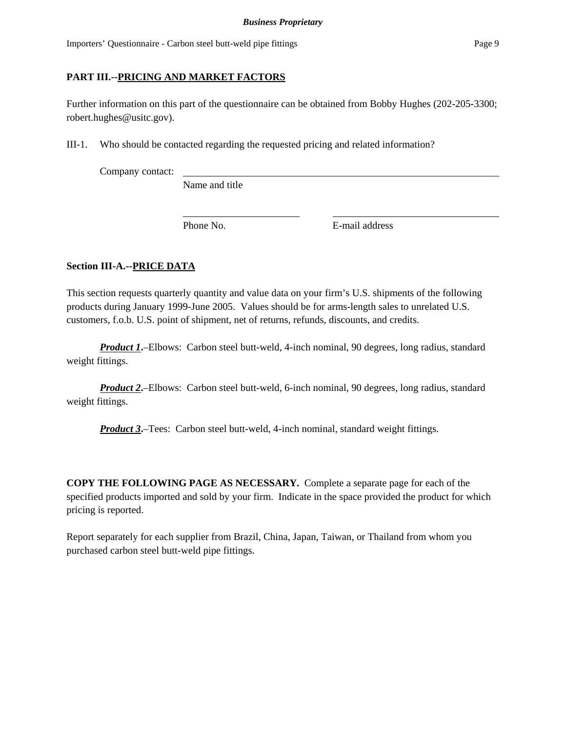## PART III.--PRICING AND MARKET FACTORS

Further information on this part of the questionnaire can be obtained from Bobby Hughes (202-205-3300; robert.hughes@usitc.gov).

III-1. Who should be contacted regarding the requested pricing and related information?

Company contact: ______________________________________________
Name and title

______________________ ______________________________
Phone No. E-mail address

### Section III-A.--PRICE DATA

This section requests quarterly quantity and value data on your firm's U.S. shipments of the following products during January 1999-June 2005. Values should be for arms-length sales to unrelated U.S. customers, f.o.b. U.S. point of shipment, net of returns, refunds, discounts, and credits.

***Product 1***.–Elbows: Carbon steel butt-weld, 4-inch nominal, 90 degrees, long radius, standard weight fittings.

***Product 2***.–Elbows: Carbon steel butt-weld, 6-inch nominal, 90 degrees, long radius, standard weight fittings.

***Product 3***.–Tees: Carbon steel butt-weld, 4-inch nominal, standard weight fittings.

**COPY THE FOLLOWING PAGE AS NECESSARY.** Complete a separate page for each of the specified products imported and sold by your firm. Indicate in the space provided the product for which pricing is reported.

Report separately for each supplier from Brazil, China, Japan, Taiwan, or Thailand from whom you purchased carbon steel butt-weld pipe fittings.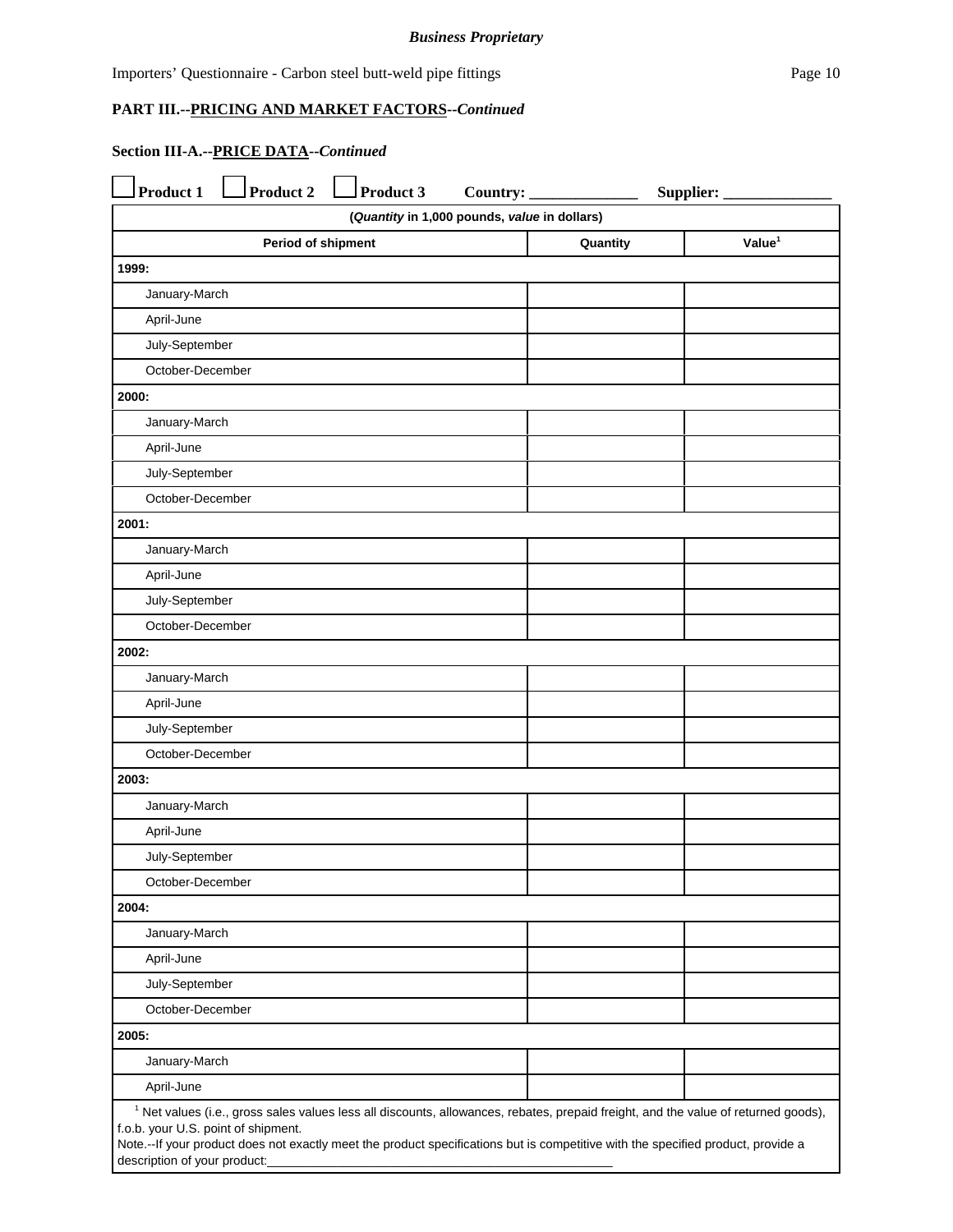*Business Proprietary*

Importers' Questionnaire - Carbon steel butt-weld pipe fittings

**PART III.--PRICING AND MARKET FACTORS--*Continued***

**Section III-A.--PRICE DATA--*Continued***

☐ **Product 1** ☐ **Product 2** ☐ **Product 3** **Country:** \_\_\_\_\_\_\_\_\_\_\_\_\_\_ **Supplier:** \_\_\_\_\_\_\_\_\_\_\_\_\_\_

| (*Quantity* in 1,000 pounds, *value* in dollars) | | |
|---|---|---|
| **Period of shipment** | **Quantity** | **Value[1]** |
| **1999:** | | |
| January-March | | |
| April-June | | |
| July-September | | |
| October-December | | |
| **2000:** | | |
| January-March | | |
| April-June | | |
| July-September | | |
| October-December | | |
| **2001:** | | |
| January-March | | |
| April-June | | |
| July-September | | |
| October-December | | |
| **2002:** | | |
| January-March | | |
| April-June | | |
| July-September | | |
| October-December | | |
| **2003:** | | |
| January-March | | |
| April-June | | |
| July-September | | |
| October-December | | |
| **2004:** | | |
| January-March | | |
| April-June | | |
| July-September | | |
| October-December | | |
| **2005:** | | |
| January-March | | |
| April-June | | |

[1] Net values (i.e., gross sales values less all discounts, allowances, rebates, prepaid freight, and the value of returned goods), f.o.b. your U.S. point of shipment.

Note.--If your product does not exactly meet the product specifications but is competitive with the specified product, provide a description of your product:\_\_\_\_\_\_\_\_\_\_\_\_\_\_\_\_\_\_\_\_\_\_\_\_\_\_\_\_\_\_\_\_\_\_\_\_\_\_\_\_\_\_\_\_\_\_\_\_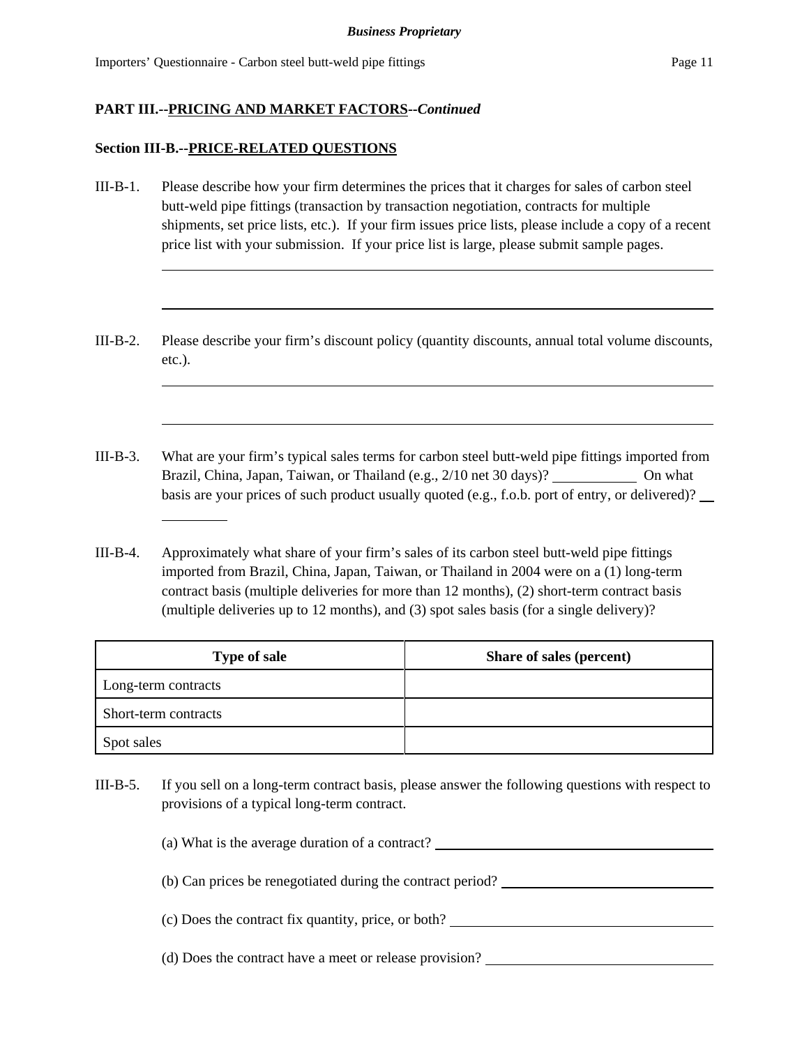**PART III.--PRICING AND MARKET FACTORS--*Continued***

**Section III-B.--PRICE-RELATED QUESTIONS**

III-B-1. Please describe how your firm determines the prices that it charges for sales of carbon steel butt-weld pipe fittings (transaction by transaction negotiation, contracts for multiple shipments, set price lists, etc.). If your firm issues price lists, please include a copy of a recent price list with your submission. If your price list is large, please submit sample pages.

III-B-2. Please describe your firm's discount policy (quantity discounts, annual total volume discounts, etc.).

III-B-3. What are your firm's typical sales terms for carbon steel butt-weld pipe fittings imported from Brazil, China, Japan, Taiwan, or Thailand (e.g., 2/10 net 30 days)? \_\_\_\_\_\_\_\_ On what basis are your prices of such product usually quoted (e.g., f.o.b. port of entry, or delivered)? \_\_\_\_\_\_\_\_

III-B-4. Approximately what share of your firm's sales of its carbon steel butt-weld pipe fittings imported from Brazil, China, Japan, Taiwan, or Thailand in 2004 were on a (1) long-term contract basis (multiple deliveries for more than 12 months), (2) short-term contract basis (multiple deliveries up to 12 months), and (3) spot sales basis (for a single delivery)?

| Type of sale | Share of sales (percent) |
|---|---|
| Long-term contracts | |
| Short-term contracts | |
| Spot sales | |

III-B-5. If you sell on a long-term contract basis, please answer the following questions with respect to provisions of a typical long-term contract.

(a) What is the average duration of a contract? \_\_\_\_\_\_\_\_

(b) Can prices be renegotiated during the contract period? \_\_\_\_\_\_\_\_

(c) Does the contract fix quantity, price, or both? \_\_\_\_\_\_\_\_

(d) Does the contract have a meet or release provision? \_\_\_\_\_\_\_\_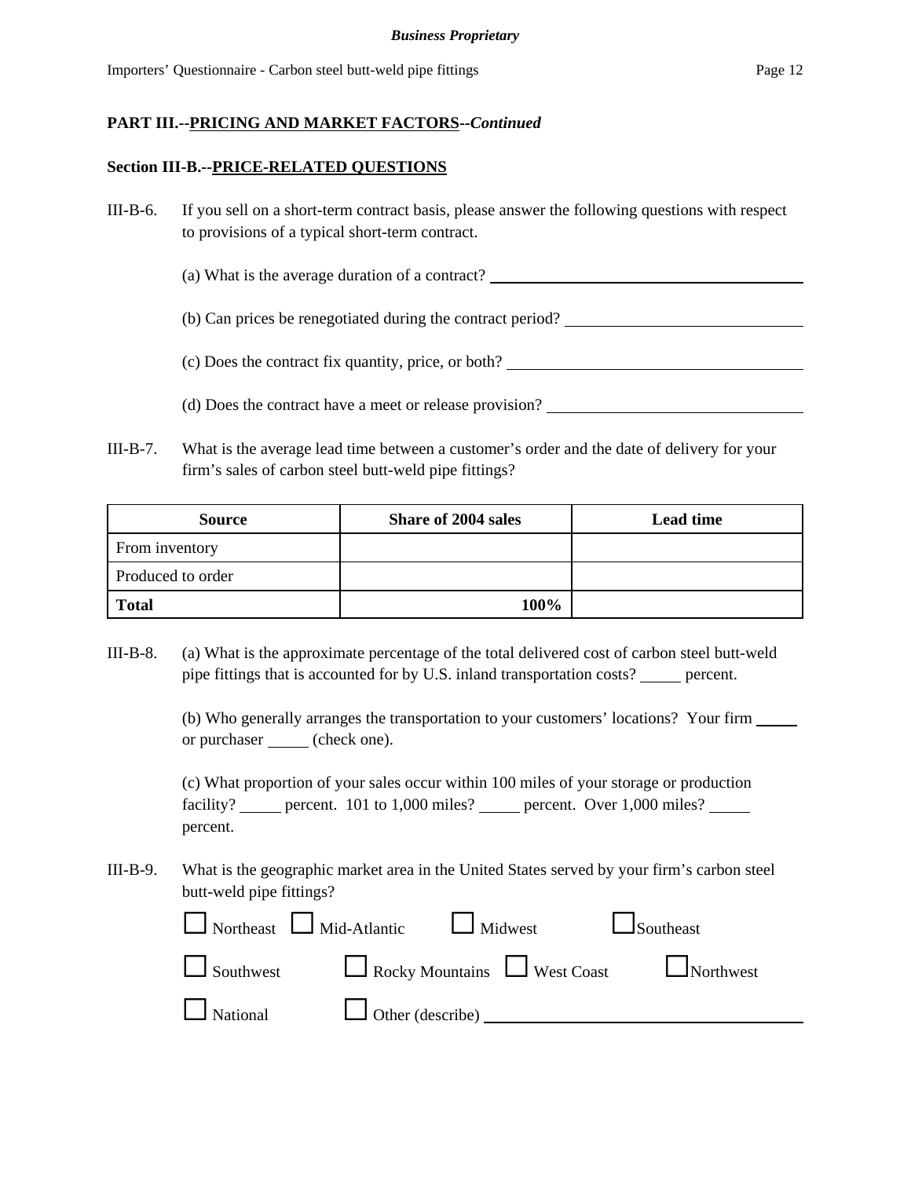**PART III.--PRICING AND MARKET FACTORS--*Continued***

**Section III-B.--PRICE-RELATED QUESTIONS**

III-B-6. If you sell on a short-term contract basis, please answer the following questions with respect to provisions of a typical short-term contract.

(a) What is the average duration of a contract? ______________________

(b) Can prices be renegotiated during the contract period? ______________________

(c) Does the contract fix quantity, price, or both? ______________________

(d) Does the contract have a meet or release provision? ______________________

III-B-7. What is the average lead time between a customer's order and the date of delivery for your firm's sales of carbon steel butt-weld pipe fittings?

| Source | Share of 2004 sales | Lead time |
|---|---|---|
| From inventory | | |
| Produced to order | | |
| **Total** | **100%** | |

III-B-8. (a) What is the approximate percentage of the total delivered cost of carbon steel butt-weld pipe fittings that is accounted for by U.S. inland transportation costs? _____ percent.

(b) Who generally arranges the transportation to your customers' locations? Your firm _____ or purchaser _____ (check one).

(c) What proportion of your sales occur within 100 miles of your storage or production facility? _____ percent. 101 to 1,000 miles? _____ percent. Over 1,000 miles? _____ percent.

III-B-9. What is the geographic market area in the United States served by your firm's carbon steel butt-weld pipe fittings?

☐ Northeast ☐ Mid-Atlantic ☐ Midwest ☐ Southeast

☐ Southwest ☐ Rocky Mountains ☐ West Coast ☐ Northwest

☐ National ☐ Other (describe) ______________________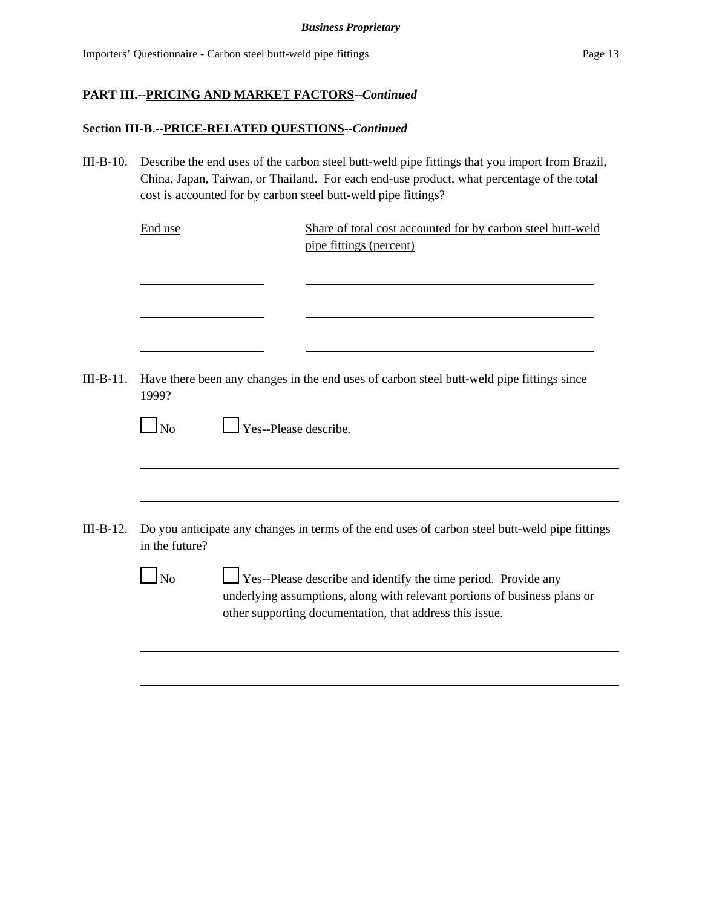**PART III.--PRICING AND MARKET FACTORS--*Continued***

**Section III-B.--PRICE-RELATED QUESTIONS--*Continued***

III-B-10. Describe the end uses of the carbon steel butt-weld pipe fittings that you import from Brazil, China, Japan, Taiwan, or Thailand. For each end-use product, what percentage of the total cost is accounted for by carbon steel butt-weld pipe fittings?

| End use | Share of total cost accounted for by carbon steel butt-weld pipe fittings (percent) |
|---|---|
| | |
| | |
| | |

III-B-11. Have there been any changes in the end uses of carbon steel butt-weld pipe fittings since 1999?

☐ No ☐ Yes--Please describe.

III-B-12. Do you anticipate any changes in terms of the end uses of carbon steel butt-weld pipe fittings in the future?

☐ No ☐ Yes--Please describe and identify the time period. Provide any underlying assumptions, along with relevant portions of business plans or other supporting documentation, that address this issue.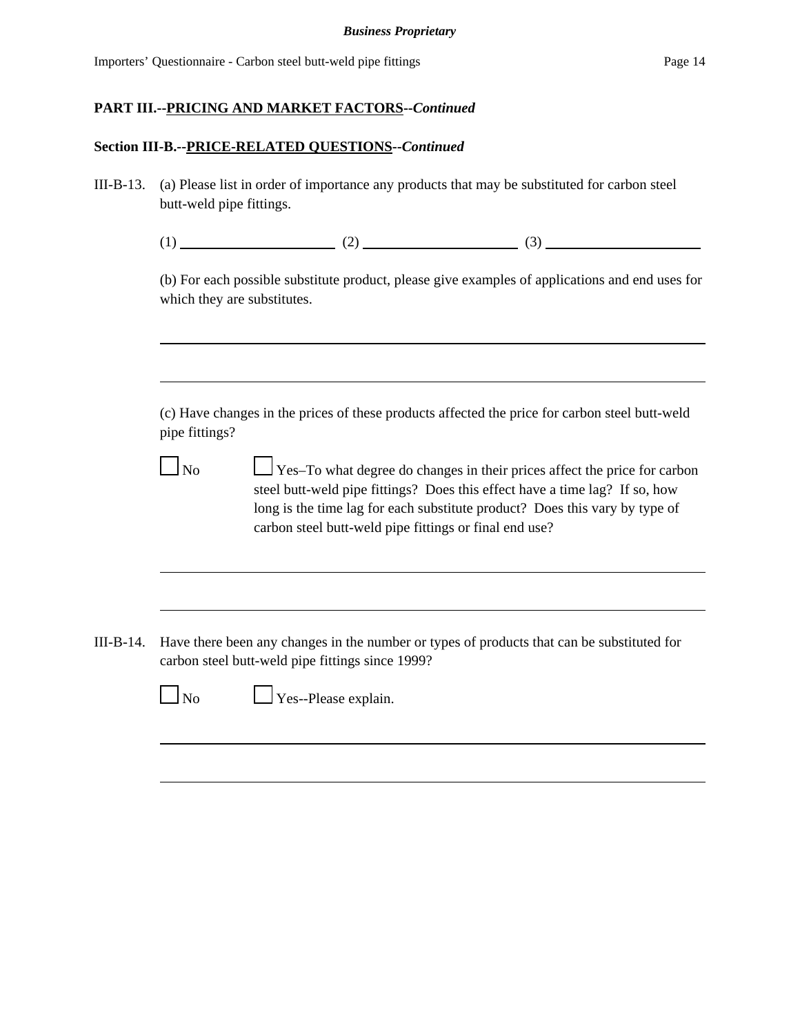**PART III.--PRICING AND MARKET FACTORS--*Continued***

**Section III-B.--PRICE-RELATED QUESTIONS--*Continued***

III-B-13. (a) Please list in order of importance any products that may be substituted for carbon steel butt-weld pipe fittings.

(1) ____________________ (2) ____________________ (3) ____________________

(b) For each possible substitute product, please give examples of applications and end uses for which they are substitutes.

________________________________________________________________________

________________________________________________________________________

(c) Have changes in the prices of these products affected the price for carbon steel butt-weld pipe fittings?

☐ No ☐ Yes–To what degree do changes in their prices affect the price for carbon steel butt-weld pipe fittings? Does this effect have a time lag? If so, how long is the time lag for each substitute product? Does this vary by type of carbon steel butt-weld pipe fittings or final end use?

________________________________________________________________________

________________________________________________________________________

III-B-14. Have there been any changes in the number or types of products that can be substituted for carbon steel butt-weld pipe fittings since 1999?

☐ No ☐ Yes--Please explain.

________________________________________________________________________

________________________________________________________________________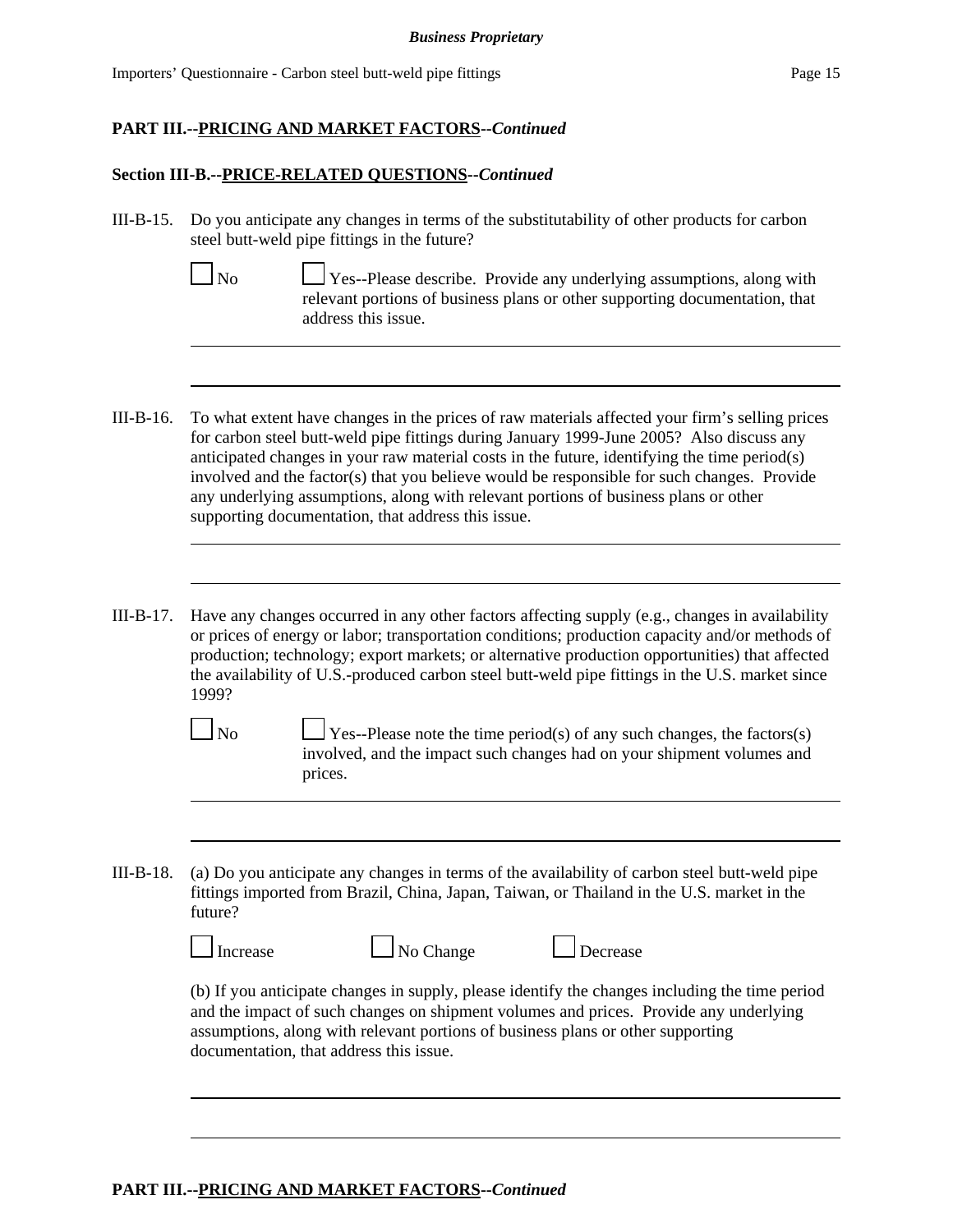**PART III.--PRICING AND MARKET FACTORS--*Continued***

**Section III-B.--PRICE-RELATED QUESTIONS--*Continued***

III-B-15. Do you anticipate any changes in terms of the substitutability of other products for carbon steel butt-weld pipe fittings in the future?

☐ No ☐ Yes--Please describe. Provide any underlying assumptions, along with relevant portions of business plans or other supporting documentation, that address this issue.

III-B-16. To what extent have changes in the prices of raw materials affected your firm's selling prices for carbon steel butt-weld pipe fittings during January 1999-June 2005? Also discuss any anticipated changes in your raw material costs in the future, identifying the time period(s) involved and the factor(s) that you believe would be responsible for such changes. Provide any underlying assumptions, along with relevant portions of business plans or other supporting documentation, that address this issue.

III-B-17. Have any changes occurred in any other factors affecting supply (e.g., changes in availability or prices of energy or labor; transportation conditions; production capacity and/or methods of production; technology; export markets; or alternative production opportunities) that affected the availability of U.S.-produced carbon steel butt-weld pipe fittings in the U.S. market since 1999?

☐ No ☐ Yes--Please note the time period(s) of any such changes, the factors(s) involved, and the impact such changes had on your shipment volumes and prices.

III-B-18. (a) Do you anticipate any changes in terms of the availability of carbon steel butt-weld pipe fittings imported from Brazil, China, Japan, Taiwan, or Thailand in the U.S. market in the future?

☐ Increase ☐ No Change ☐ Decrease

(b) If you anticipate changes in supply, please identify the changes including the time period and the impact of such changes on shipment volumes and prices. Provide any underlying assumptions, along with relevant portions of business plans or other supporting documentation, that address this issue.

**PART III.--PRICING AND MARKET FACTORS--*Continued***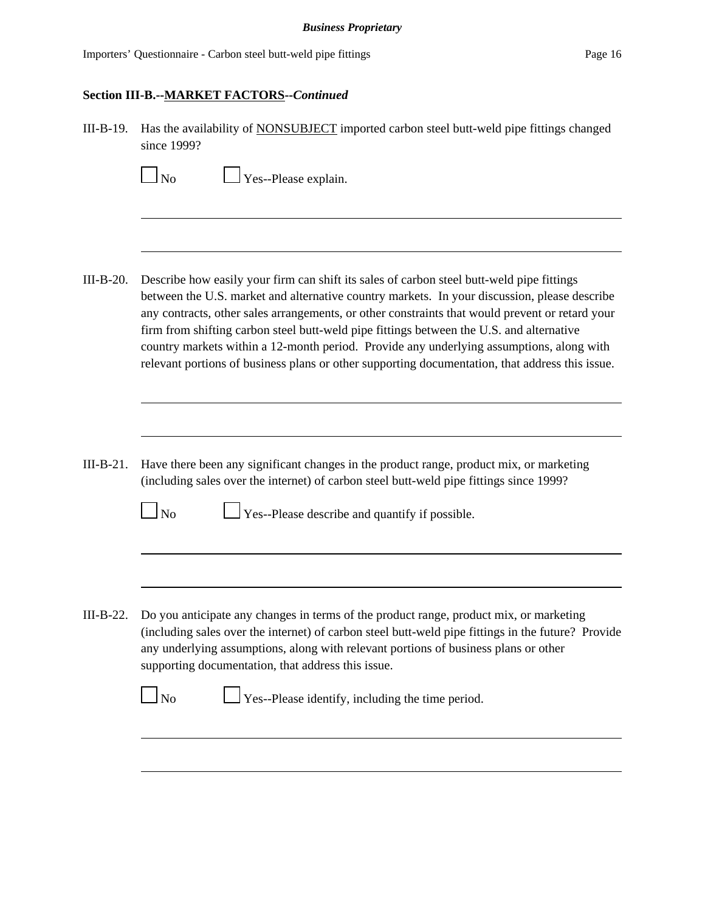**Section III-B.--MARKET FACTORS--*Continued***

III-B-19. Has the availability of NONSUBJECT imported carbon steel butt-weld pipe fittings changed since 1999?

☐ No ☐ Yes--Please explain.

---

---

III-B-20. Describe how easily your firm can shift its sales of carbon steel butt-weld pipe fittings between the U.S. market and alternative country markets. In your discussion, please describe any contracts, other sales arrangements, or other constraints that would prevent or retard your firm from shifting carbon steel butt-weld pipe fittings between the U.S. and alternative country markets within a 12-month period. Provide any underlying assumptions, along with relevant portions of business plans or other supporting documentation, that address this issue.

---

---

III-B-21. Have there been any significant changes in the product range, product mix, or marketing (including sales over the internet) of carbon steel butt-weld pipe fittings since 1999?

☐ No ☐ Yes--Please describe and quantify if possible.

---

---

III-B-22. Do you anticipate any changes in terms of the product range, product mix, or marketing (including sales over the internet) of carbon steel butt-weld pipe fittings in the future? Provide any underlying assumptions, along with relevant portions of business plans or other supporting documentation, that address this issue.

☐ No ☐ Yes--Please identify, including the time period.

---

---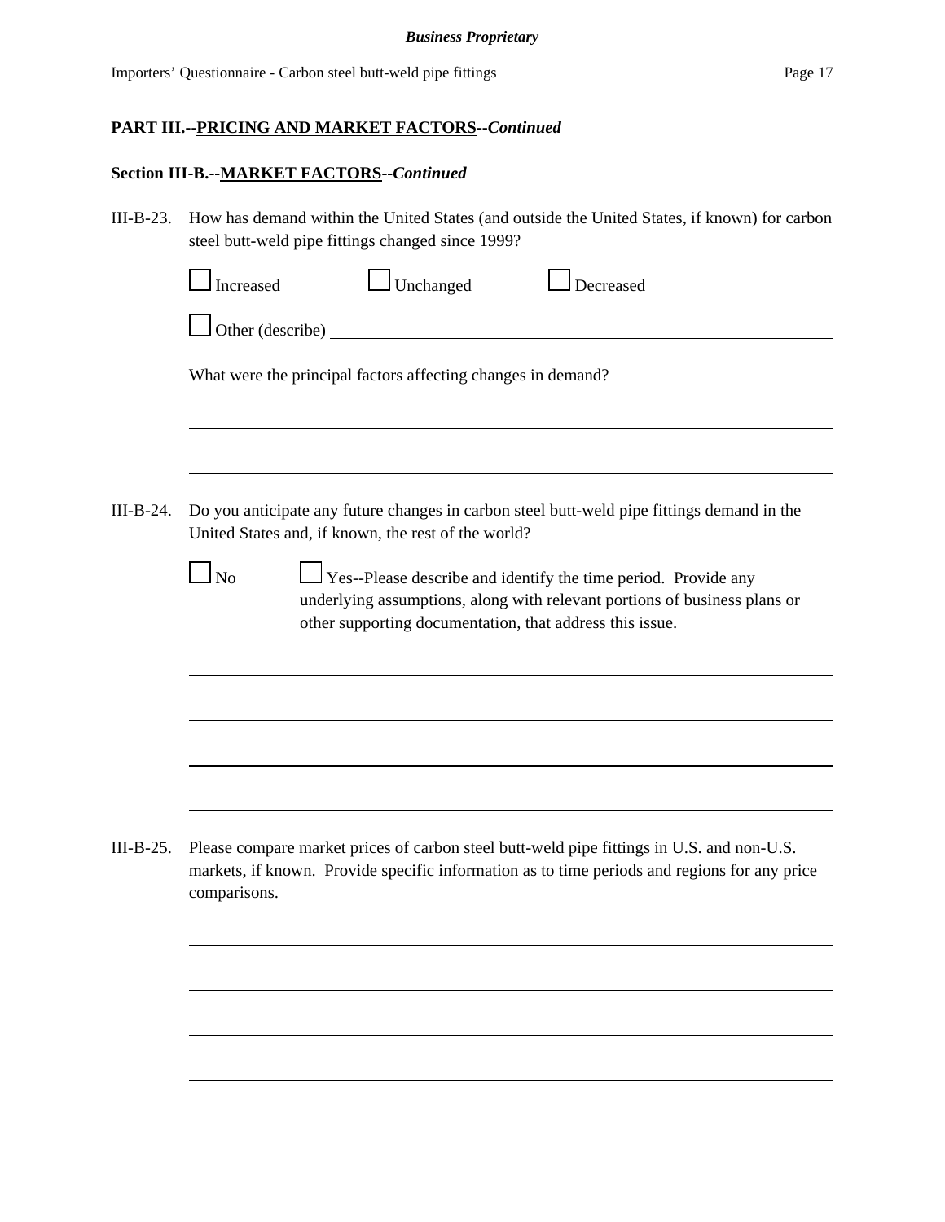**PART III.--PRICING AND MARKET FACTORS--*Continued***

**Section III-B.--MARKET FACTORS--*Continued***

III-B-23. How has demand within the United States (and outside the United States, if known) for carbon steel butt-weld pipe fittings changed since 1999?

☐ Increased ☐ Unchanged ☐ Decreased

☐ Other (describe) ______________________________________________

What were the principal factors affecting changes in demand?

______________________________________________

______________________________________________

III-B-24. Do you anticipate any future changes in carbon steel butt-weld pipe fittings demand in the United States and, if known, the rest of the world?

☐ No ☐ Yes--Please describe and identify the time period. Provide any underlying assumptions, along with relevant portions of business plans or other supporting documentation, that address this issue.

______________________________________________

______________________________________________

______________________________________________

______________________________________________

III-B-25. Please compare market prices of carbon steel butt-weld pipe fittings in U.S. and non-U.S. markets, if known. Provide specific information as to time periods and regions for any price comparisons.

______________________________________________

______________________________________________

______________________________________________

______________________________________________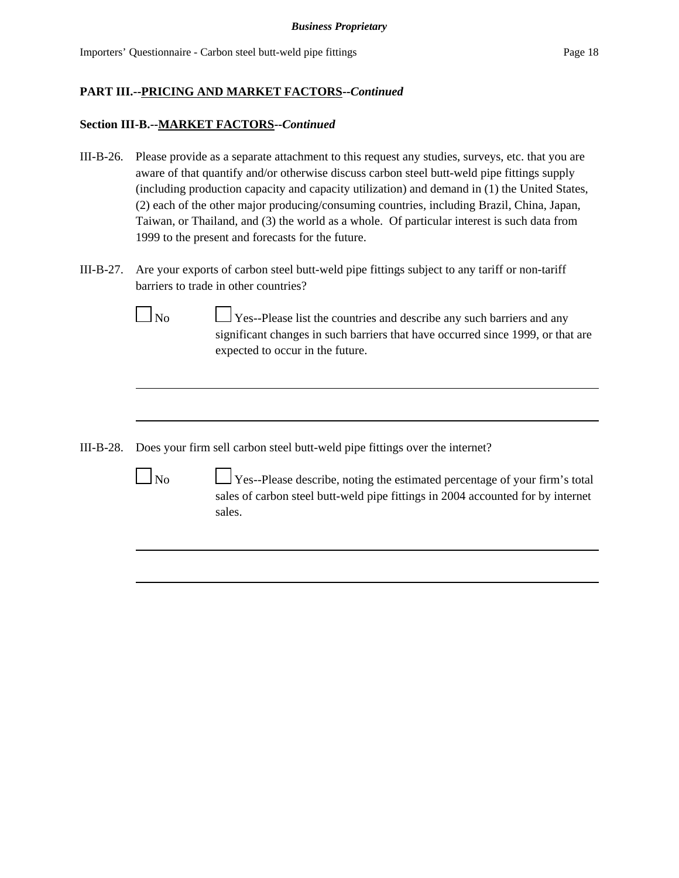**PART III.--PRICING AND MARKET FACTORS--*Continued***

**Section III-B.--MARKET FACTORS--*Continued***

III-B-26. Please provide as a separate attachment to this request any studies, surveys, etc. that you are aware of that quantify and/or otherwise discuss carbon steel butt-weld pipe fittings supply (including production capacity and capacity utilization) and demand in (1) the United States, (2) each of the other major producing/consuming countries, including Brazil, China, Japan, Taiwan, or Thailand, and (3) the world as a whole. Of particular interest is such data from 1999 to the present and forecasts for the future.

III-B-27. Are your exports of carbon steel butt-weld pipe fittings subject to any tariff or non-tariff barriers to trade in other countries?

☐ No ☐ Yes--Please list the countries and describe any such barriers and any significant changes in such barriers that have occurred since 1999, or that are expected to occur in the future.

_______________________________________________________________________________

_______________________________________________________________________________

III-B-28. Does your firm sell carbon steel butt-weld pipe fittings over the internet?

☐ No ☐ Yes--Please describe, noting the estimated percentage of your firm's total sales of carbon steel butt-weld pipe fittings in 2004 accounted for by internet sales.

_______________________________________________________________________________

_______________________________________________________________________________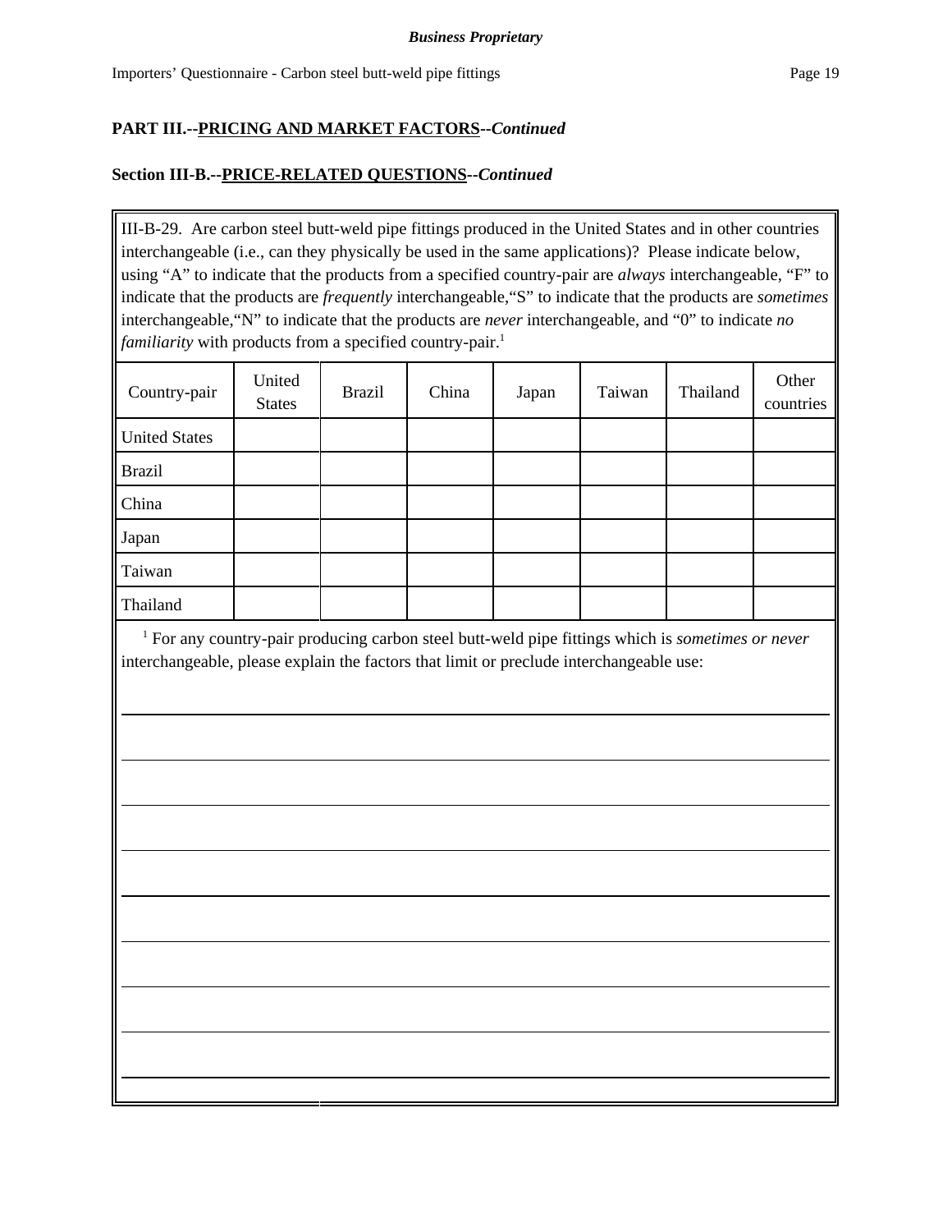**Business Proprietary**

## PART III.--PRICING AND MARKET FACTORS--*Continued*

### Section III-B.--PRICE-RELATED QUESTIONS--*Continued*

III-B-29. Are carbon steel butt-weld pipe fittings produced in the United States and in other countries interchangeable (i.e., can they physically be used in the same applications)? Please indicate below, using "A" to indicate that the products from a specified country-pair are *always* interchangeable, "F" to indicate that the products are *frequently* interchangeable, "S" to indicate that the products are *sometimes* interchangeable, "N" to indicate that the products are *never* interchangeable, and "0" to indicate *no familiarity* with products from a specified country-pair.[1]

| Country-pair | United States | Brazil | China | Japan | Taiwan | Thailand | Other countries |
|---|---|---|---|---|---|---|---|
| United States | | | | | | | |
| Brazil | | | | | | | |
| China | | | | | | | |
| Japan | | | | | | | |
| Taiwan | | | | | | | |
| Thailand | | | | | | | |

[1] For any country-pair producing carbon steel butt-weld pipe fittings which is *sometimes or never* interchangeable, please explain the factors that limit or preclude interchangeable use: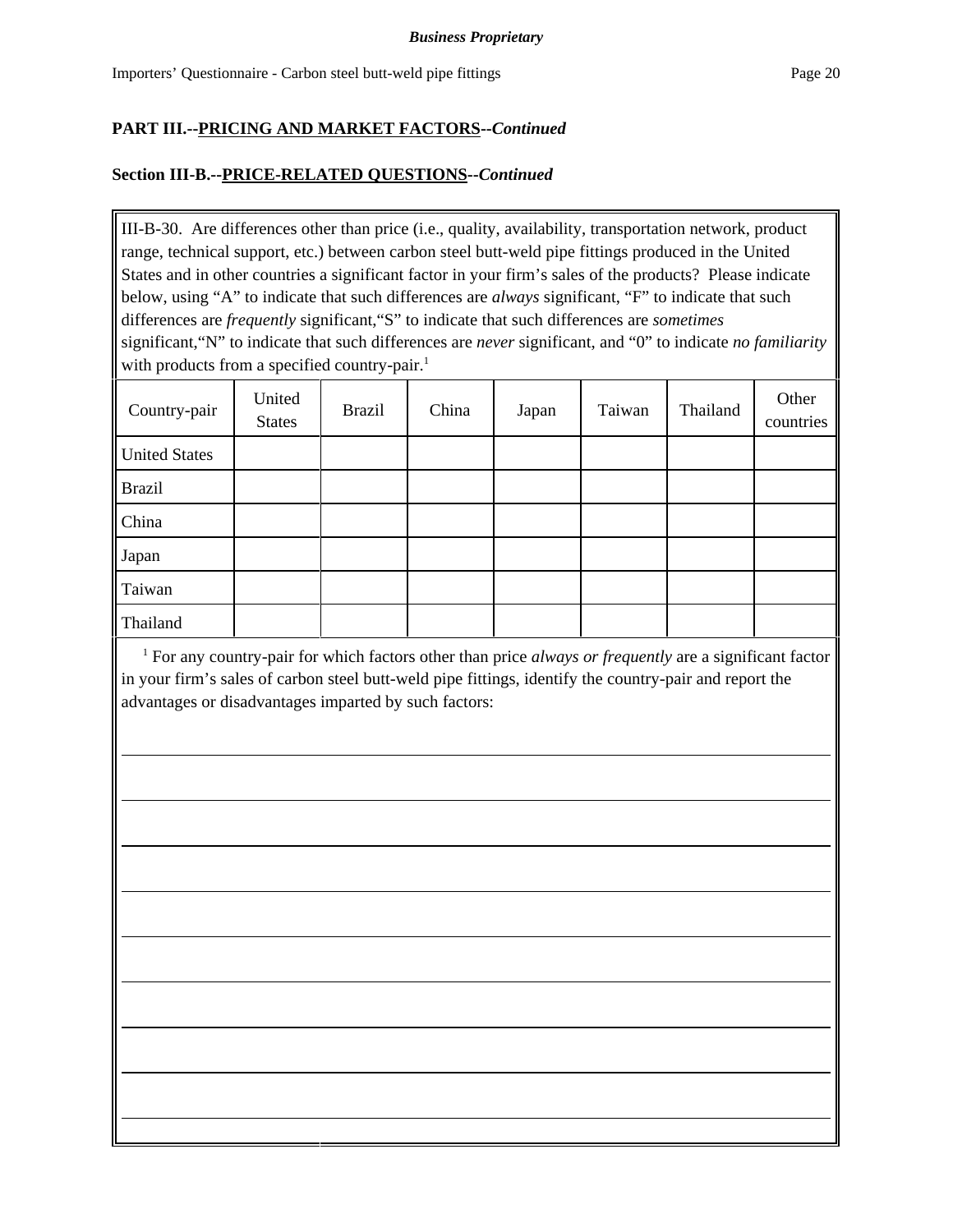**PART III.--PRICING AND MARKET FACTORS--*Continued***

**Section III-B.--PRICE-RELATED QUESTIONS--*Continued***

III-B-30. Are differences other than price (i.e., quality, availability, transportation network, product range, technical support, etc.) between carbon steel butt-weld pipe fittings produced in the United States and in other countries a significant factor in your firm's sales of the products? Please indicate below, using "A" to indicate that such differences are *always* significant, "F" to indicate that such differences are *frequently* significant,"S" to indicate that such differences are *sometimes* significant,"N" to indicate that such differences are *never* significant, and "0" to indicate *no familiarity* with products from a specified country-pair.[1]

| Country-pair | United States | Brazil | China | Japan | Taiwan | Thailand | Other countries |
|---|---|---|---|---|---|---|---|
| United States | | | | | | | |
| Brazil | | | | | | | |
| China | | | | | | | |
| Japan | | | | | | | |
| Taiwan | | | | | | | |
| Thailand | | | | | | | |

[1] For any country-pair for which factors other than price *always or frequently* are a significant factor in your firm's sales of carbon steel butt-weld pipe fittings, identify the country-pair and report the advantages or disadvantages imparted by such factors: